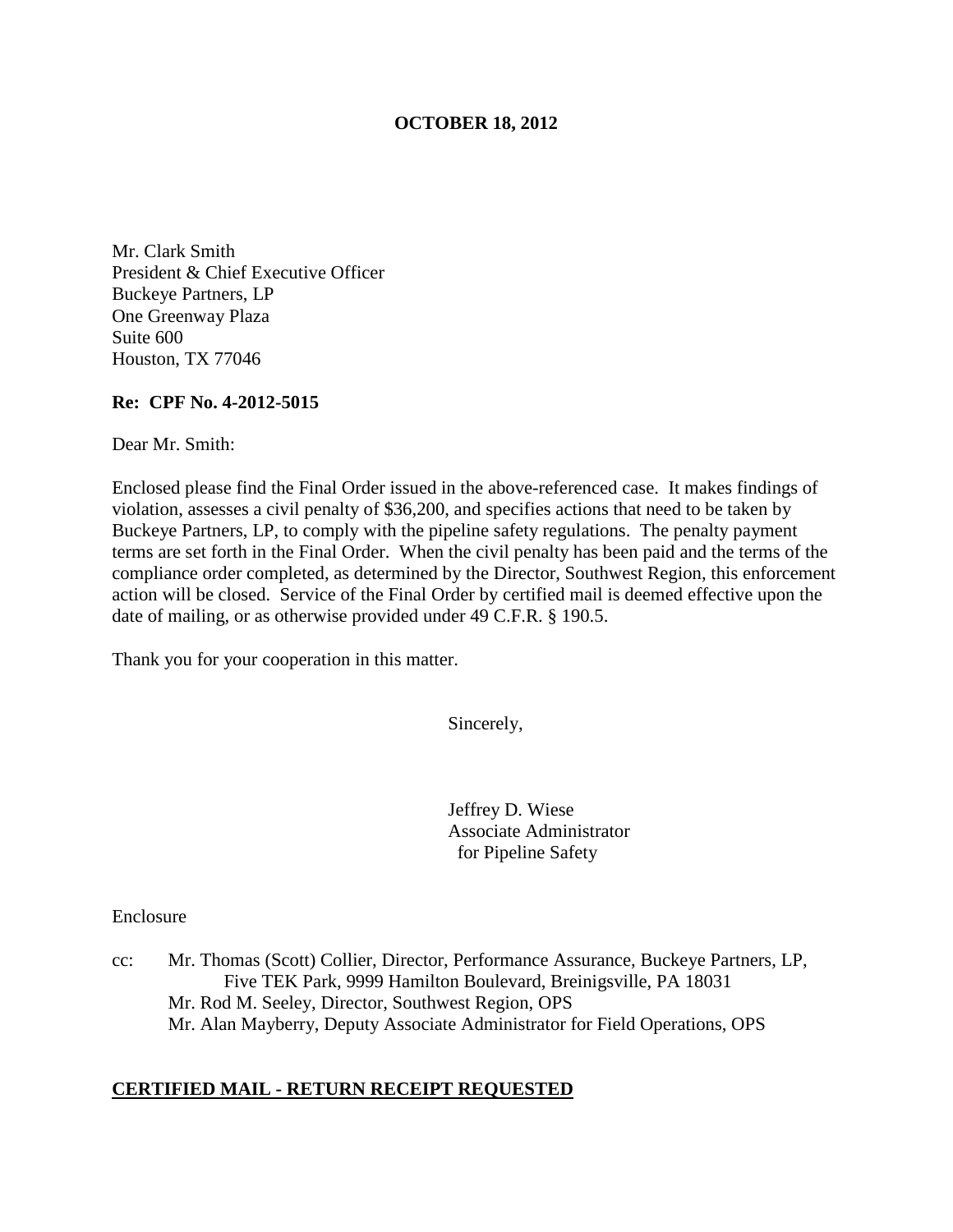**OCTOBER 18, 2012**

Mr. Clark Smith
President & Chief Executive Officer
Buckeye Partners, LP
One Greenway Plaza
Suite 600
Houston, TX 77046

**Re: CPF No. 4-2012-5015**

Dear Mr. Smith:

Enclosed please find the Final Order issued in the above-referenced case. It makes findings of violation, assesses a civil penalty of $36,200, and specifies actions that need to be taken by Buckeye Partners, LP, to comply with the pipeline safety regulations. The penalty payment terms are set forth in the Final Order. When the civil penalty has been paid and the terms of the compliance order completed, as determined by the Director, Southwest Region, this enforcement action will be closed. Service of the Final Order by certified mail is deemed effective upon the date of mailing, or as otherwise provided under 49 C.F.R. § 190.5.

Thank you for your cooperation in this matter.

Sincerely,

Jeffrey D. Wiese
Associate Administrator
for Pipeline Safety

Enclosure

cc: Mr. Thomas (Scott) Collier, Director, Performance Assurance, Buckeye Partners, LP, Five TEK Park, 9999 Hamilton Boulevard, Breinigsville, PA 18031
Mr. Rod M. Seeley, Director, Southwest Region, OPS
Mr. Alan Mayberry, Deputy Associate Administrator for Field Operations, OPS

**CERTIFIED MAIL - RETURN RECEIPT REQUESTED**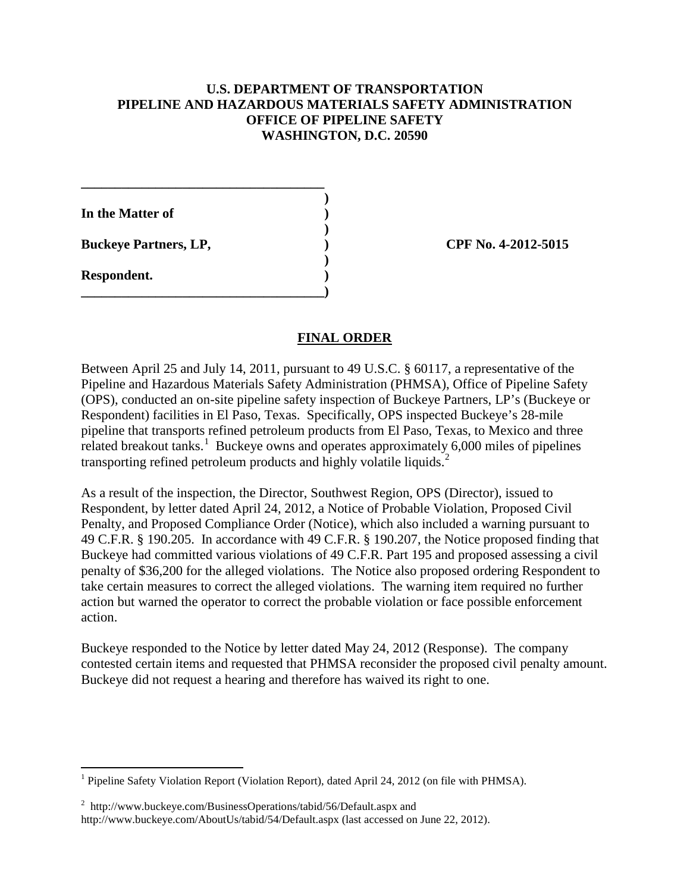**U.S. DEPARTMENT OF TRANSPORTATION**
**PIPELINE AND HAZARDOUS MATERIALS SAFETY ADMINISTRATION**
**OFFICE OF PIPELINE SAFETY**
**WASHINGTON, D.C. 20590**

| | |
|---|---|
| **In the Matter of** | |
| **Buckeye Partners, LP,** | **CPF No. 4-2012-5015** |
| **Respondent.** | |

## FINAL ORDER

Between April 25 and July 14, 2011, pursuant to 49 U.S.C. § 60117, a representative of the Pipeline and Hazardous Materials Safety Administration (PHMSA), Office of Pipeline Safety (OPS), conducted an on-site pipeline safety inspection of Buckeye Partners, LP's (Buckeye or Respondent) facilities in El Paso, Texas. Specifically, OPS inspected Buckeye's 28-mile pipeline that transports refined petroleum products from El Paso, Texas, to Mexico and three related breakout tanks.[1] Buckeye owns and operates approximately 6,000 miles of pipelines transporting refined petroleum products and highly volatile liquids.[2]

As a result of the inspection, the Director, Southwest Region, OPS (Director), issued to Respondent, by letter dated April 24, 2012, a Notice of Probable Violation, Proposed Civil Penalty, and Proposed Compliance Order (Notice), which also included a warning pursuant to 49 C.F.R. § 190.205. In accordance with 49 C.F.R. § 190.207, the Notice proposed finding that Buckeye had committed various violations of 49 C.F.R. Part 195 and proposed assessing a civil penalty of $36,200 for the alleged violations. The Notice also proposed ordering Respondent to take certain measures to correct the alleged violations. The warning item required no further action but warned the operator to correct the probable violation or face possible enforcement action.

Buckeye responded to the Notice by letter dated May 24, 2012 (Response). The company contested certain items and requested that PHMSA reconsider the proposed civil penalty amount. Buckeye did not request a hearing and therefore has waived its right to one.

---

[1] Pipeline Safety Violation Report (Violation Report), dated April 24, 2012 (on file with PHMSA).

[2] http://www.buckeye.com/BusinessOperations/tabid/56/Default.aspx and http://www.buckeye.com/AboutUs/tabid/54/Default.aspx (last accessed on June 22, 2012).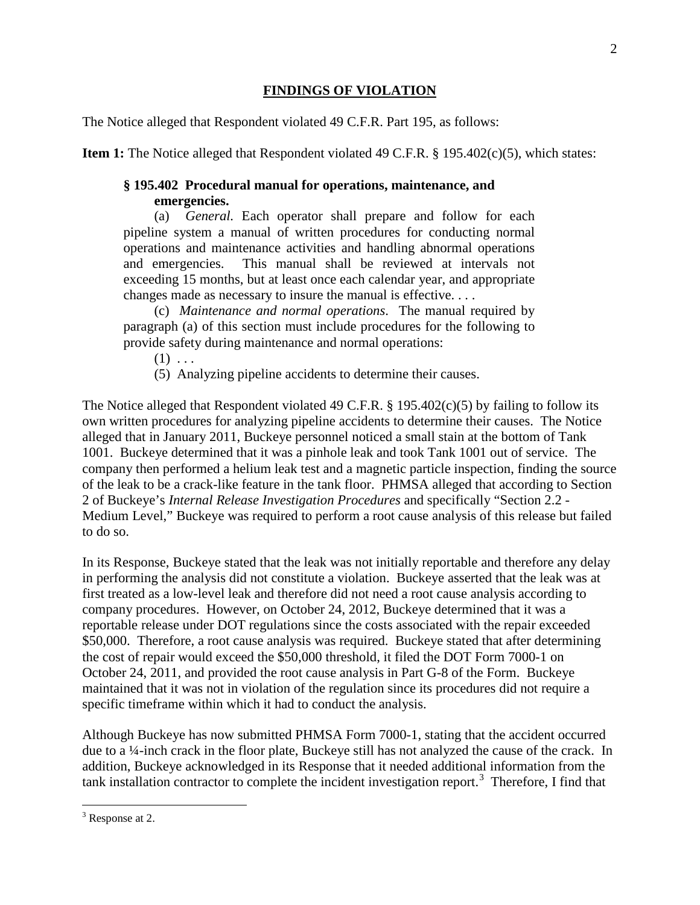## FINDINGS OF VIOLATION

The Notice alleged that Respondent violated 49 C.F.R. Part 195, as follows:

**Item 1:** The Notice alleged that Respondent violated 49 C.F.R. § 195.402(c)(5), which states:

> **§ 195.402 Procedural manual for operations, maintenance, and emergencies.**
>
> (a) *General.* Each operator shall prepare and follow for each pipeline system a manual of written procedures for conducting normal operations and maintenance activities and handling abnormal operations and emergencies. This manual shall be reviewed at intervals not exceeding 15 months, but at least once each calendar year, and appropriate changes made as necessary to insure the manual is effective. . . .
>
> (c) *Maintenance and normal operations*. The manual required by paragraph (a) of this section must include procedures for the following to provide safety during maintenance and normal operations:
>
> (1) . . .
>
> (5) Analyzing pipeline accidents to determine their causes.

The Notice alleged that Respondent violated 49 C.F.R. § 195.402(c)(5) by failing to follow its own written procedures for analyzing pipeline accidents to determine their causes. The Notice alleged that in January 2011, Buckeye personnel noticed a small stain at the bottom of Tank 1001. Buckeye determined that it was a pinhole leak and took Tank 1001 out of service. The company then performed a helium leak test and a magnetic particle inspection, finding the source of the leak to be a crack-like feature in the tank floor. PHMSA alleged that according to Section 2 of Buckeye's *Internal Release Investigation Procedures* and specifically "Section 2.2 - Medium Level," Buckeye was required to perform a root cause analysis of this release but failed to do so.

In its Response, Buckeye stated that the leak was not initially reportable and therefore any delay in performing the analysis did not constitute a violation. Buckeye asserted that the leak was at first treated as a low-level leak and therefore did not need a root cause analysis according to company procedures. However, on October 24, 2012, Buckeye determined that it was a reportable release under DOT regulations since the costs associated with the repair exceeded $50,000. Therefore, a root cause analysis was required. Buckeye stated that after determining the cost of repair would exceed the $50,000 threshold, it filed the DOT Form 7000-1 on October 24, 2011, and provided the root cause analysis in Part G-8 of the Form. Buckeye maintained that it was not in violation of the regulation since its procedures did not require a specific timeframe within which it had to conduct the analysis.

Although Buckeye has now submitted PHMSA Form 7000-1, stating that the accident occurred due to a ¼-inch crack in the floor plate, Buckeye still has not analyzed the cause of the crack. In addition, Buckeye acknowledged in its Response that it needed additional information from the tank installation contractor to complete the incident investigation report.[3] Therefore, I find that

[3] Response at 2.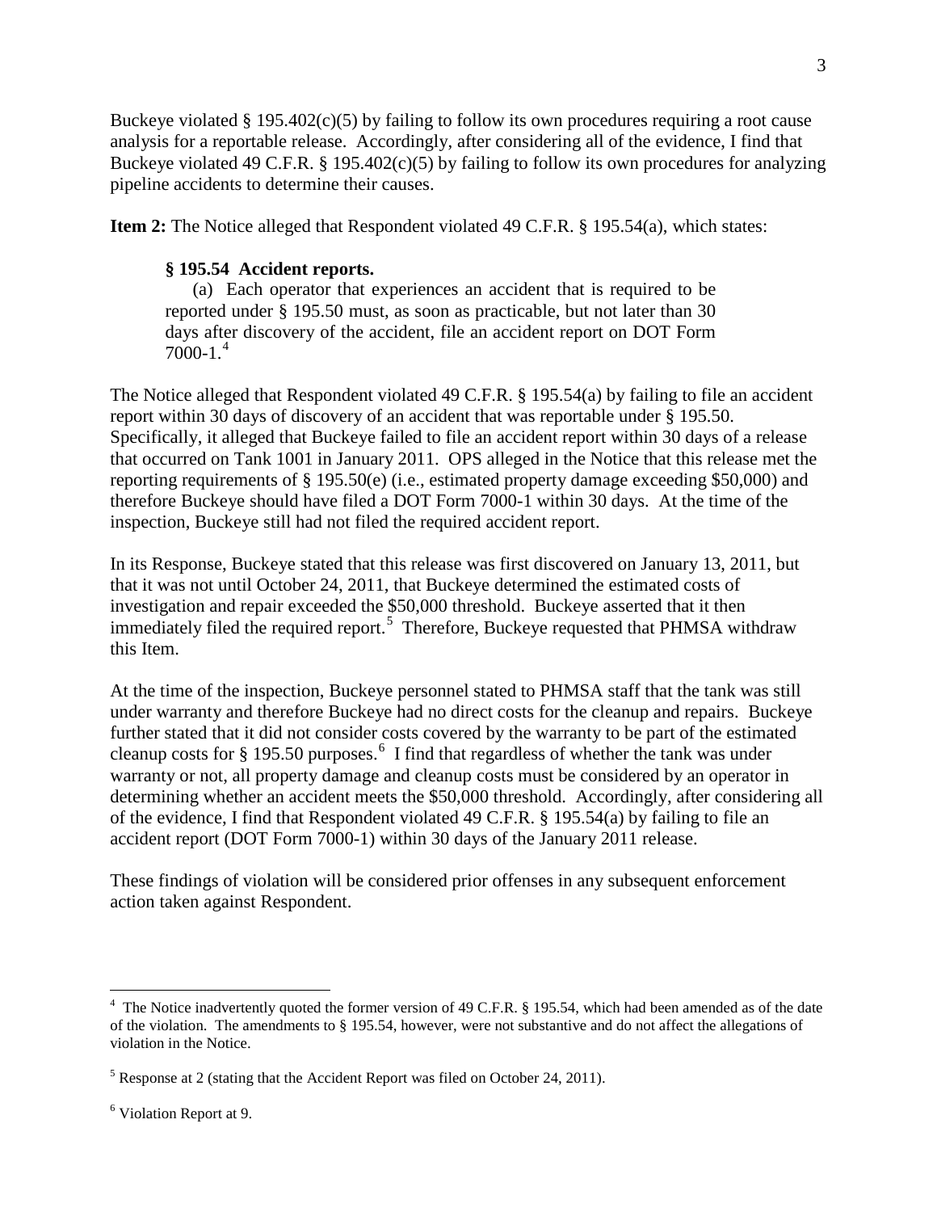Buckeye violated § 195.402(c)(5) by failing to follow its own procedures requiring a root cause analysis for a reportable release. Accordingly, after considering all of the evidence, I find that Buckeye violated 49 C.F.R. § 195.402(c)(5) by failing to follow its own procedures for analyzing pipeline accidents to determine their causes.

**Item 2:** The Notice alleged that Respondent violated 49 C.F.R. § 195.54(a), which states:

> **§ 195.54 Accident reports.**
>
> (a) Each operator that experiences an accident that is required to be reported under § 195.50 must, as soon as practicable, but not later than 30 days after discovery of the accident, file an accident report on DOT Form 7000-1.[4]

The Notice alleged that Respondent violated 49 C.F.R. § 195.54(a) by failing to file an accident report within 30 days of discovery of an accident that was reportable under § 195.50. Specifically, it alleged that Buckeye failed to file an accident report within 30 days of a release that occurred on Tank 1001 in January 2011. OPS alleged in the Notice that this release met the reporting requirements of § 195.50(e) (i.e., estimated property damage exceeding $50,000) and therefore Buckeye should have filed a DOT Form 7000-1 within 30 days. At the time of the inspection, Buckeye still had not filed the required accident report.

In its Response, Buckeye stated that this release was first discovered on January 13, 2011, but that it was not until October 24, 2011, that Buckeye determined the estimated costs of investigation and repair exceeded the $50,000 threshold. Buckeye asserted that it then immediately filed the required report.[5] Therefore, Buckeye requested that PHMSA withdraw this Item.

At the time of the inspection, Buckeye personnel stated to PHMSA staff that the tank was still under warranty and therefore Buckeye had no direct costs for the cleanup and repairs. Buckeye further stated that it did not consider costs covered by the warranty to be part of the estimated cleanup costs for § 195.50 purposes.[6] I find that regardless of whether the tank was under warranty or not, all property damage and cleanup costs must be considered by an operator in determining whether an accident meets the $50,000 threshold. Accordingly, after considering all of the evidence, I find that Respondent violated 49 C.F.R. § 195.54(a) by failing to file an accident report (DOT Form 7000-1) within 30 days of the January 2011 release.

These findings of violation will be considered prior offenses in any subsequent enforcement action taken against Respondent.

---

[4] The Notice inadvertently quoted the former version of 49 C.F.R. § 195.54, which had been amended as of the date of the violation. The amendments to § 195.54, however, were not substantive and do not affect the allegations of violation in the Notice.

[5] Response at 2 (stating that the Accident Report was filed on October 24, 2011).

[6] Violation Report at 9.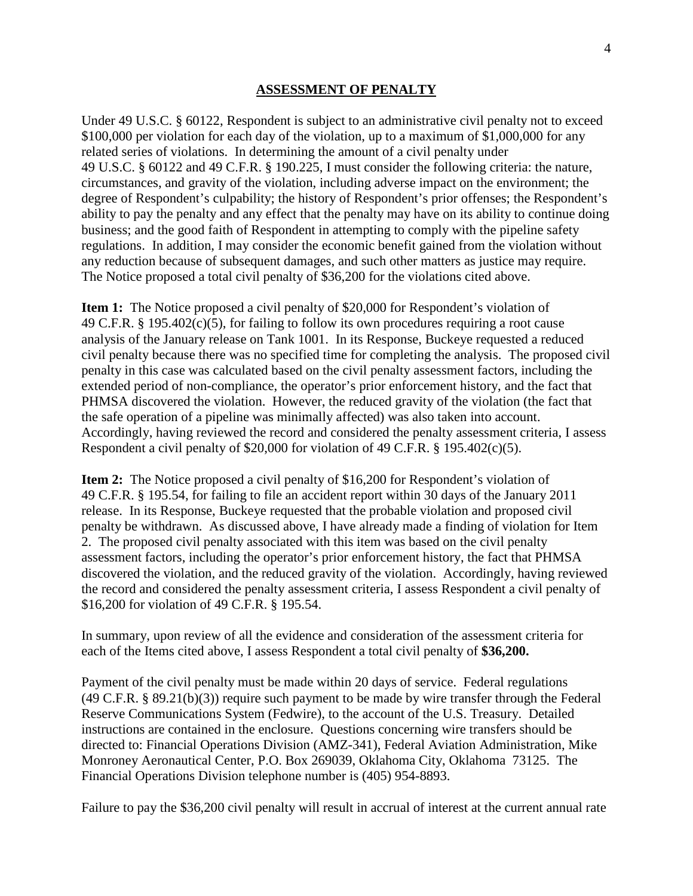## ASSESSMENT OF PENALTY

Under 49 U.S.C. § 60122, Respondent is subject to an administrative civil penalty not to exceed $100,000 per violation for each day of the violation, up to a maximum of $1,000,000 for any related series of violations. In determining the amount of a civil penalty under 49 U.S.C. § 60122 and 49 C.F.R. § 190.225, I must consider the following criteria: the nature, circumstances, and gravity of the violation, including adverse impact on the environment; the degree of Respondent's culpability; the history of Respondent's prior offenses; the Respondent's ability to pay the penalty and any effect that the penalty may have on its ability to continue doing business; and the good faith of Respondent in attempting to comply with the pipeline safety regulations. In addition, I may consider the economic benefit gained from the violation without any reduction because of subsequent damages, and such other matters as justice may require. The Notice proposed a total civil penalty of $36,200 for the violations cited above.

**Item 1:** The Notice proposed a civil penalty of $20,000 for Respondent's violation of 49 C.F.R. § 195.402(c)(5), for failing to follow its own procedures requiring a root cause analysis of the January release on Tank 1001. In its Response, Buckeye requested a reduced civil penalty because there was no specified time for completing the analysis. The proposed civil penalty in this case was calculated based on the civil penalty assessment factors, including the extended period of non-compliance, the operator's prior enforcement history, and the fact that PHMSA discovered the violation. However, the reduced gravity of the violation (the fact that the safe operation of a pipeline was minimally affected) was also taken into account. Accordingly, having reviewed the record and considered the penalty assessment criteria, I assess Respondent a civil penalty of $20,000 for violation of 49 C.F.R. § 195.402(c)(5).

**Item 2:** The Notice proposed a civil penalty of $16,200 for Respondent's violation of 49 C.F.R. § 195.54, for failing to file an accident report within 30 days of the January 2011 release. In its Response, Buckeye requested that the probable violation and proposed civil penalty be withdrawn. As discussed above, I have already made a finding of violation for Item 2. The proposed civil penalty associated with this item was based on the civil penalty assessment factors, including the operator's prior enforcement history, the fact that PHMSA discovered the violation, and the reduced gravity of the violation. Accordingly, having reviewed the record and considered the penalty assessment criteria, I assess Respondent a civil penalty of $16,200 for violation of 49 C.F.R. § 195.54.

In summary, upon review of all the evidence and consideration of the assessment criteria for each of the Items cited above, I assess Respondent a total civil penalty of **$36,200.**

Payment of the civil penalty must be made within 20 days of service. Federal regulations (49 C.F.R. § 89.21(b)(3)) require such payment to be made by wire transfer through the Federal Reserve Communications System (Fedwire), to the account of the U.S. Treasury. Detailed instructions are contained in the enclosure. Questions concerning wire transfers should be directed to: Financial Operations Division (AMZ-341), Federal Aviation Administration, Mike Monroney Aeronautical Center, P.O. Box 269039, Oklahoma City, Oklahoma 73125. The Financial Operations Division telephone number is (405) 954-8893.

Failure to pay the $36,200 civil penalty will result in accrual of interest at the current annual rate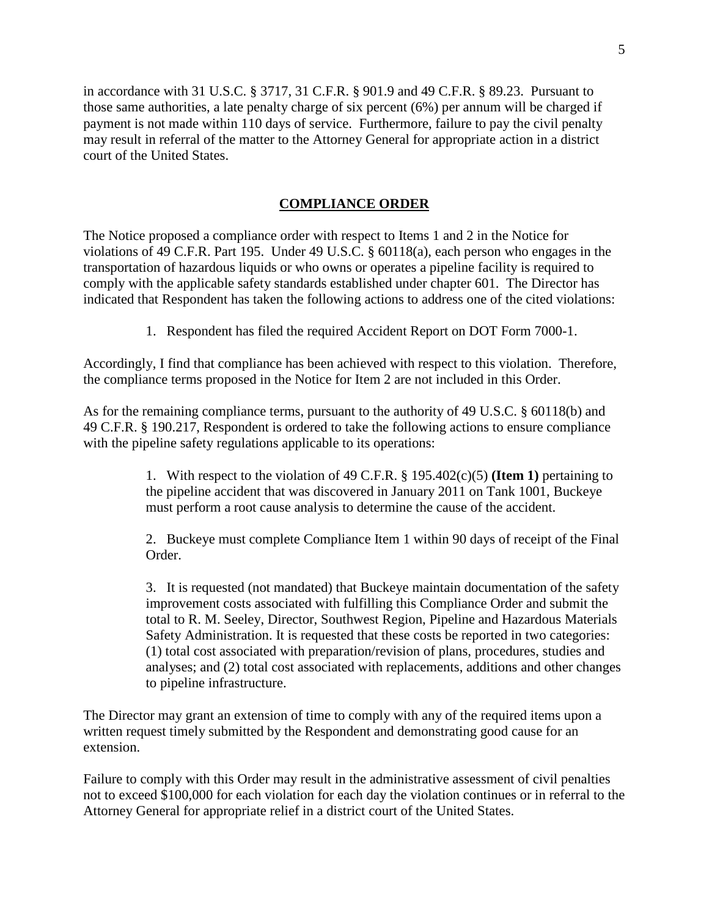in accordance with 31 U.S.C. § 3717, 31 C.F.R. § 901.9 and 49 C.F.R. § 89.23. Pursuant to those same authorities, a late penalty charge of six percent (6%) per annum will be charged if payment is not made within 110 days of service. Furthermore, failure to pay the civil penalty may result in referral of the matter to the Attorney General for appropriate action in a district court of the United States.

## COMPLIANCE ORDER

The Notice proposed a compliance order with respect to Items 1 and 2 in the Notice for violations of 49 C.F.R. Part 195. Under 49 U.S.C. § 60118(a), each person who engages in the transportation of hazardous liquids or who owns or operates a pipeline facility is required to comply with the applicable safety standards established under chapter 601. The Director has indicated that Respondent has taken the following actions to address one of the cited violations:

1. Respondent has filed the required Accident Report on DOT Form 7000-1.

Accordingly, I find that compliance has been achieved with respect to this violation. Therefore, the compliance terms proposed in the Notice for Item 2 are not included in this Order.

As for the remaining compliance terms, pursuant to the authority of 49 U.S.C. § 60118(b) and 49 C.F.R. § 190.217, Respondent is ordered to take the following actions to ensure compliance with the pipeline safety regulations applicable to its operations:

1. With respect to the violation of 49 C.F.R. § 195.402(c)(5) **(Item 1)** pertaining to the pipeline accident that was discovered in January 2011 on Tank 1001, Buckeye must perform a root cause analysis to determine the cause of the accident.

2. Buckeye must complete Compliance Item 1 within 90 days of receipt of the Final Order.

3. It is requested (not mandated) that Buckeye maintain documentation of the safety improvement costs associated with fulfilling this Compliance Order and submit the total to R. M. Seeley, Director, Southwest Region, Pipeline and Hazardous Materials Safety Administration. It is requested that these costs be reported in two categories: (1) total cost associated with preparation/revision of plans, procedures, studies and analyses; and (2) total cost associated with replacements, additions and other changes to pipeline infrastructure.

The Director may grant an extension of time to comply with any of the required items upon a written request timely submitted by the Respondent and demonstrating good cause for an extension.

Failure to comply with this Order may result in the administrative assessment of civil penalties not to exceed $100,000 for each violation for each day the violation continues or in referral to the Attorney General for appropriate relief in a district court of the United States.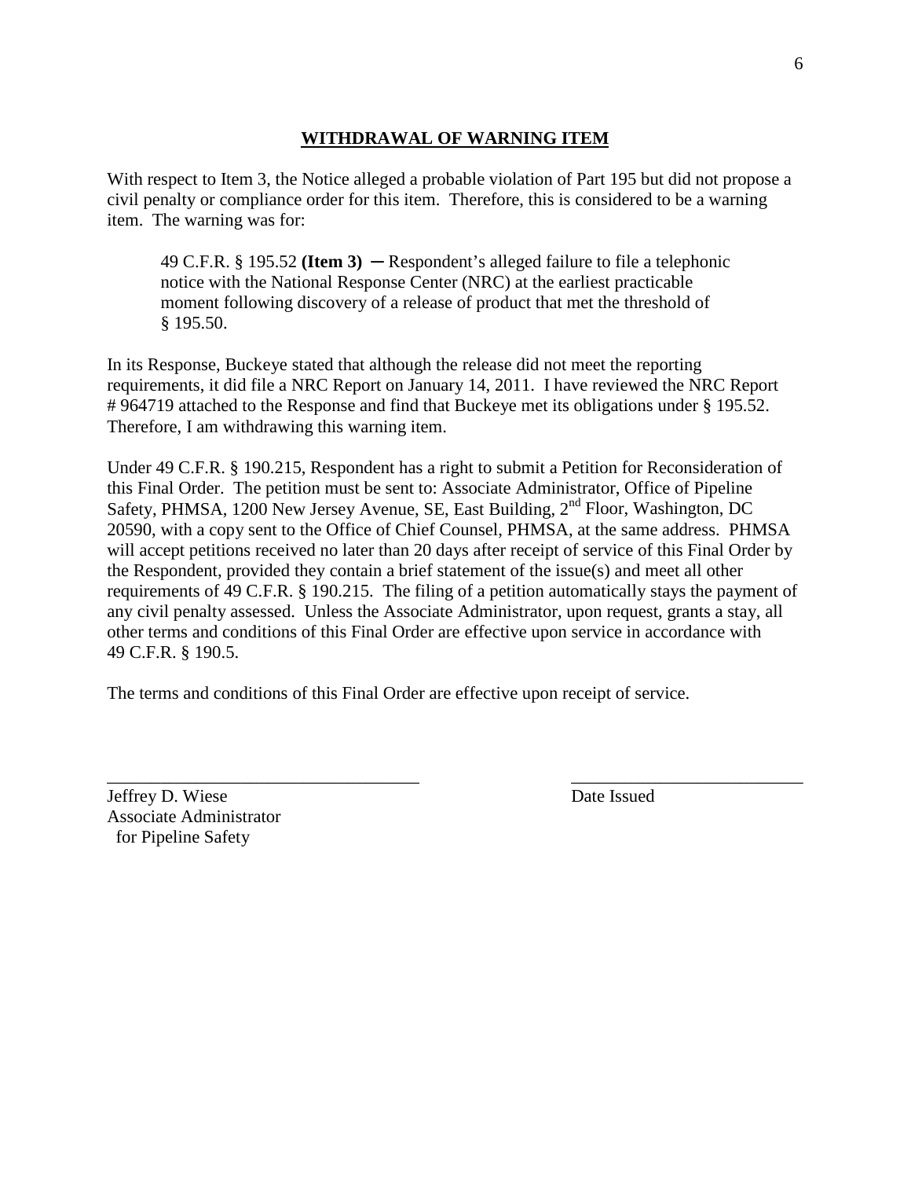## WITHDRAWAL OF WARNING ITEM

With respect to Item 3, the Notice alleged a probable violation of Part 195 but did not propose a civil penalty or compliance order for this item. Therefore, this is considered to be a warning item. The warning was for:

> 49 C.F.R. § 195.52 **(Item 3)** ─ Respondent's alleged failure to file a telephonic notice with the National Response Center (NRC) at the earliest practicable moment following discovery of a release of product that met the threshold of § 195.50.

In its Response, Buckeye stated that although the release did not meet the reporting requirements, it did file a NRC Report on January 14, 2011. I have reviewed the NRC Report # 964719 attached to the Response and find that Buckeye met its obligations under § 195.52. Therefore, I am withdrawing this warning item.

Under 49 C.F.R. § 190.215, Respondent has a right to submit a Petition for Reconsideration of this Final Order. The petition must be sent to: Associate Administrator, Office of Pipeline Safety, PHMSA, 1200 New Jersey Avenue, SE, East Building, 2nd Floor, Washington, DC 20590, with a copy sent to the Office of Chief Counsel, PHMSA, at the same address. PHMSA will accept petitions received no later than 20 days after receipt of service of this Final Order by the Respondent, provided they contain a brief statement of the issue(s) and meet all other requirements of 49 C.F.R. § 190.215. The filing of a petition automatically stays the payment of any civil penalty assessed. Unless the Associate Administrator, upon request, grants a stay, all other terms and conditions of this Final Order are effective upon service in accordance with 49 C.F.R. § 190.5.

The terms and conditions of this Final Order are effective upon receipt of service.

\_\_\_\_\_\_\_\_\_\_\_\_\_\_\_\_\_\_\_\_\_\_\_\_\_\_\_\_\_\_\_\_\_\_\_\_ \_\_\_\_\_\_\_\_\_\_\_\_\_\_\_\_\_\_\_\_\_\_\_\_\_\_\_

Jeffrey D. Wiese
Associate Administrator
for Pipeline Safety

Date Issued